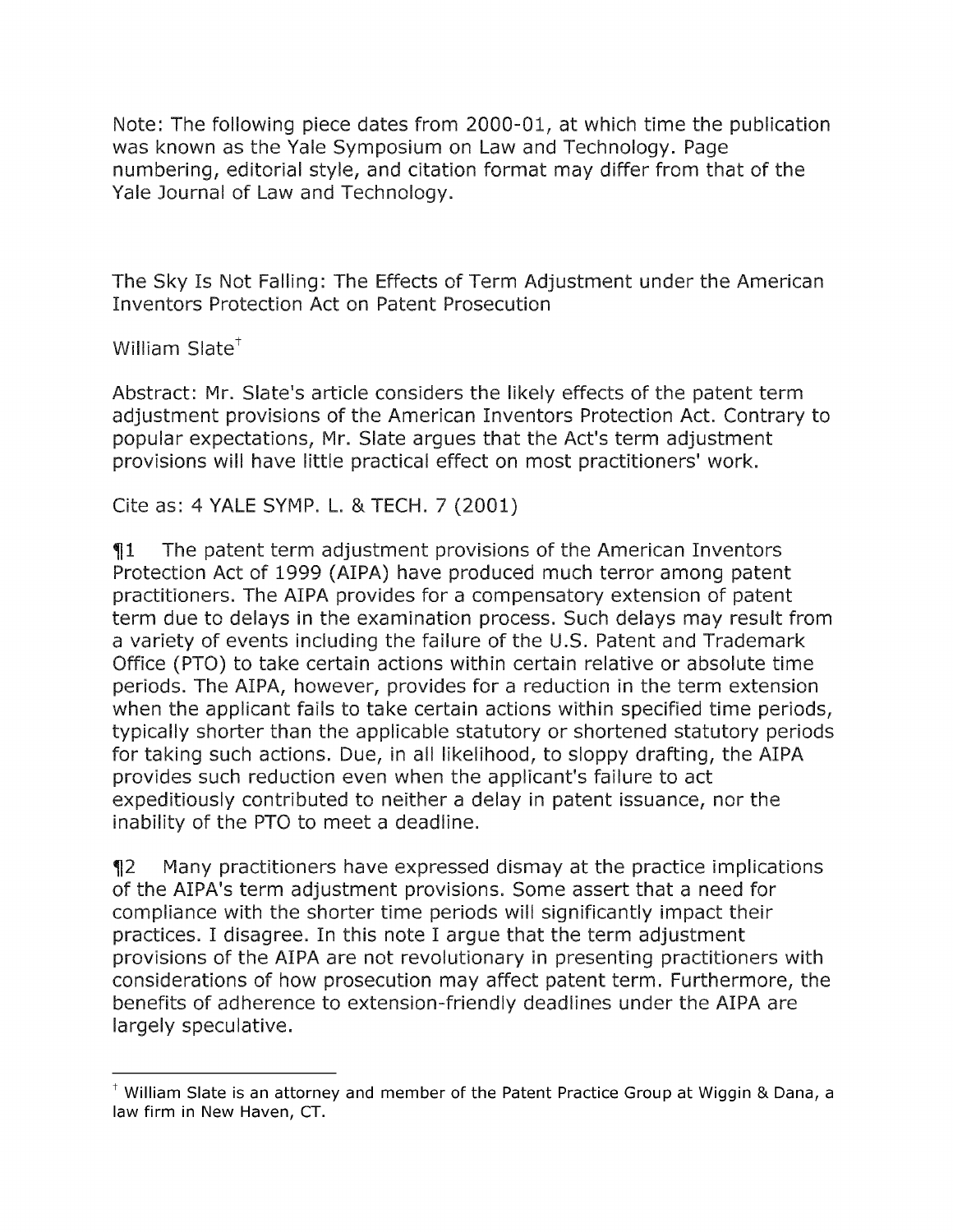Note: The following piece dates from 2000-01, at which time the publication was known as the Yale Symposium on Law and Technology. Page numbering, editorial style, and citation format may differ from that of the Yale Journal of Law and Technology.

# The Sky Is Not Falling: The Effects of Term Adjustment under the American Inventors Protection Act on Patent Prosecution

William Slate[†]

Abstract: Mr. Slate's article considers the likely effects of the patent term adjustment provisions of the American Inventors Protection Act. Contrary to popular expectations, Mr. Slate argues that the Act's term adjustment provisions will have little practical effect on most practitioners' work.

Cite as: 4 YALE SYMP. L. & TECH. 7 (2001)

¶1 The patent term adjustment provisions of the American Inventors Protection Act of 1999 (AIPA) have produced much terror among patent practitioners. The AIPA provides for a compensatory extension of patent term due to delays in the examination process. Such delays may result from a variety of events including the failure of the U.S. Patent and Trademark Office (PTO) to take certain actions within certain relative or absolute time periods. The AIPA, however, provides for a reduction in the term extension when the applicant fails to take certain actions within specified time periods, typically shorter than the applicable statutory or shortened statutory periods for taking such actions. Due, in all likelihood, to sloppy drafting, the AIPA provides such reduction even when the applicant's failure to act expeditiously contributed to neither a delay in patent issuance, nor the inability of the PTO to meet a deadline.

¶2 Many practitioners have expressed dismay at the practice implications of the AIPA's term adjustment provisions. Some assert that a need for compliance with the shorter time periods will significantly impact their practices. I disagree. In this note I argue that the term adjustment provisions of the AIPA are not revolutionary in presenting practitioners with considerations of how prosecution may affect patent term. Furthermore, the benefits of adherence to extension-friendly deadlines under the AIPA are largely speculative.

---

[†] William Slate is an attorney and member of the Patent Practice Group at Wiggin & Dana, a law firm in New Haven, CT.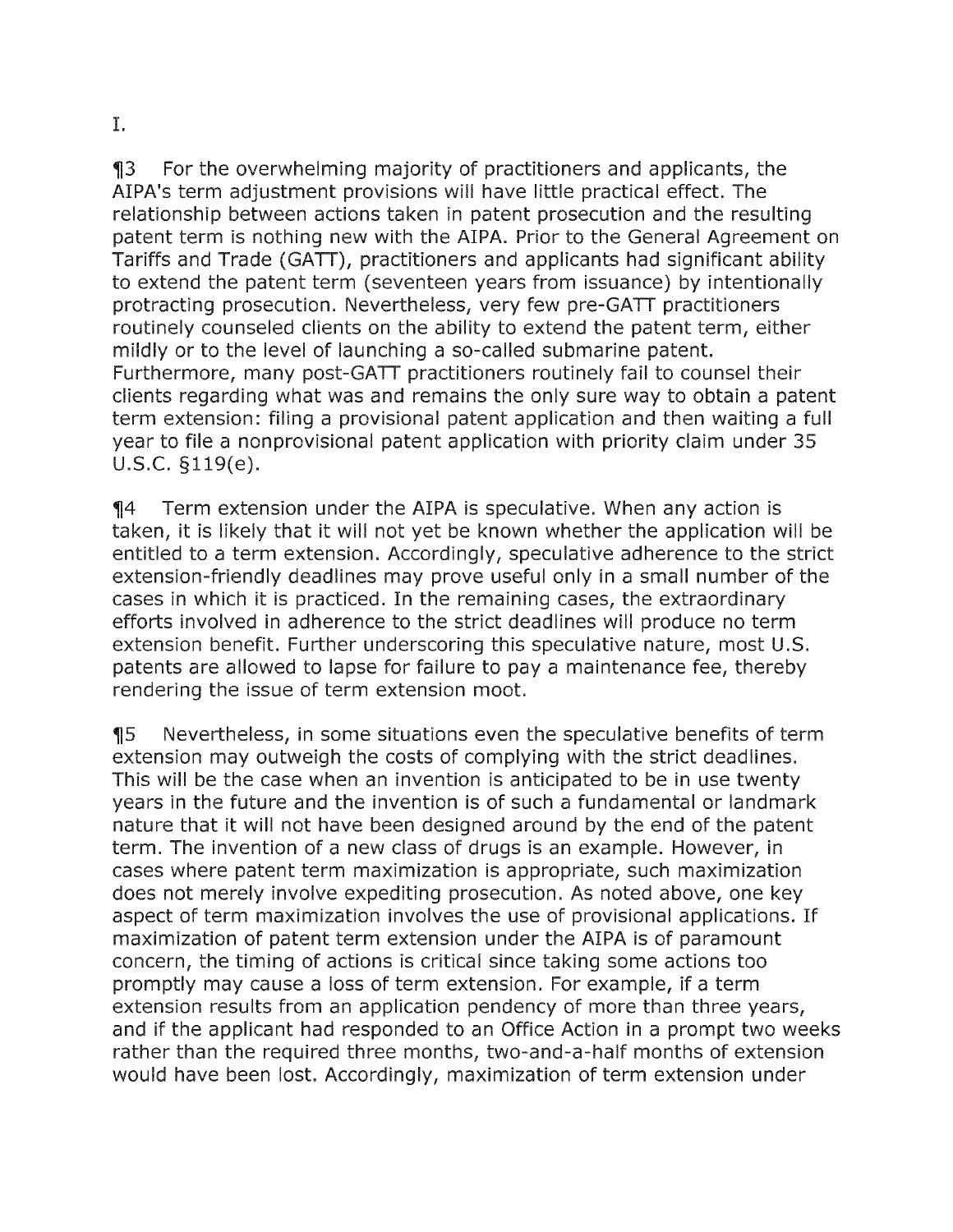I.

¶3 For the overwhelming majority of practitioners and applicants, the AIPA's term adjustment provisions will have little practical effect. The relationship between actions taken in patent prosecution and the resulting patent term is nothing new with the AIPA. Prior to the General Agreement on Tariffs and Trade (GATT), practitioners and applicants had significant ability to extend the patent term (seventeen years from issuance) by intentionally protracting prosecution. Nevertheless, very few pre-GATT practitioners routinely counseled clients on the ability to extend the patent term, either mildly or to the level of launching a so-called submarine patent. Furthermore, many post-GATT practitioners routinely fail to counsel their clients regarding what was and remains the only sure way to obtain a patent term extension: filing a provisional patent application and then waiting a full year to file a nonprovisional patent application with priority claim under 35 U.S.C. §119(e).

¶4 Term extension under the AIPA is speculative. When any action is taken, it is likely that it will not yet be known whether the application will be entitled to a term extension. Accordingly, speculative adherence to the strict extension-friendly deadlines may prove useful only in a small number of the cases in which it is practiced. In the remaining cases, the extraordinary efforts involved in adherence to the strict deadlines will produce no term extension benefit. Further underscoring this speculative nature, most U.S. patents are allowed to lapse for failure to pay a maintenance fee, thereby rendering the issue of term extension moot.

¶5 Nevertheless, in some situations even the speculative benefits of term extension may outweigh the costs of complying with the strict deadlines. This will be the case when an invention is anticipated to be in use twenty years in the future and the invention is of such a fundamental or landmark nature that it will not have been designed around by the end of the patent term. The invention of a new class of drugs is an example. However, in cases where patent term maximization is appropriate, such maximization does not merely involve expediting prosecution. As noted above, one key aspect of term maximization involves the use of provisional applications. If maximization of patent term extension under the AIPA is of paramount concern, the timing of actions is critical since taking some actions too promptly may cause a loss of term extension. For example, if a term extension results from an application pendency of more than three years, and if the applicant had responded to an Office Action in a prompt two weeks rather than the required three months, two-and-a-half months of extension would have been lost. Accordingly, maximization of term extension under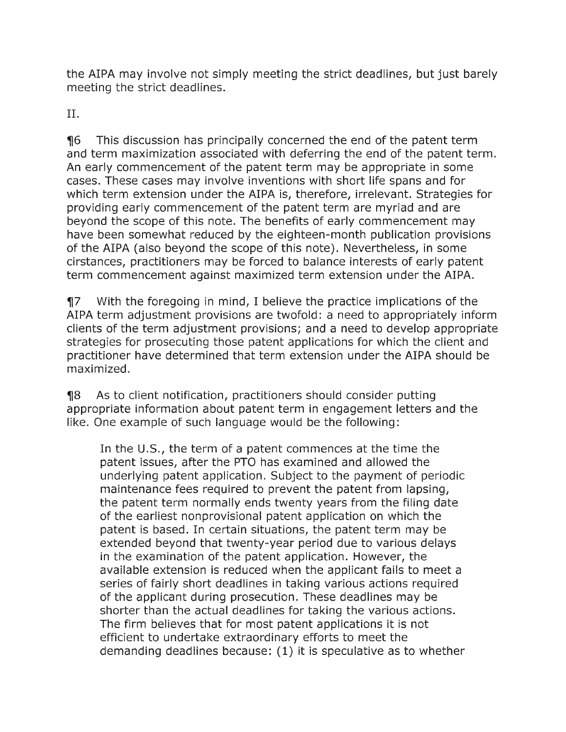the AIPA may involve not simply meeting the strict deadlines, but just barely meeting the strict deadlines.

II.

¶6 This discussion has principally concerned the end of the patent term and term maximization associated with deferring the end of the patent term. An early commencement of the patent term may be appropriate in some cases. These cases may involve inventions with short life spans and for which term extension under the AIPA is, therefore, irrelevant. Strategies for providing early commencement of the patent term are myriad and are beyond the scope of this note. The benefits of early commencement may have been somewhat reduced by the eighteen-month publication provisions of the AIPA (also beyond the scope of this note). Nevertheless, in some cirstances, practitioners may be forced to balance interests of early patent term commencement against maximized term extension under the AIPA.

¶7 With the foregoing in mind, I believe the practice implications of the AIPA term adjustment provisions are twofold: a need to appropriately inform clients of the term adjustment provisions; and a need to develop appropriate strategies for prosecuting those patent applications for which the client and practitioner have determined that term extension under the AIPA should be maximized.

¶8 As to client notification, practitioners should consider putting appropriate information about patent term in engagement letters and the like. One example of such language would be the following:

> In the U.S., the term of a patent commences at the time the patent issues, after the PTO has examined and allowed the underlying patent application. Subject to the payment of periodic maintenance fees required to prevent the patent from lapsing, the patent term normally ends twenty years from the filing date of the earliest nonprovisional patent application on which the patent is based. In certain situations, the patent term may be extended beyond that twenty-year period due to various delays in the examination of the patent application. However, the available extension is reduced when the applicant fails to meet a series of fairly short deadlines in taking various actions required of the applicant during prosecution. These deadlines may be shorter than the actual deadlines for taking the various actions. The firm believes that for most patent applications it is not efficient to undertake extraordinary efforts to meet the demanding deadlines because: (1) it is speculative as to whether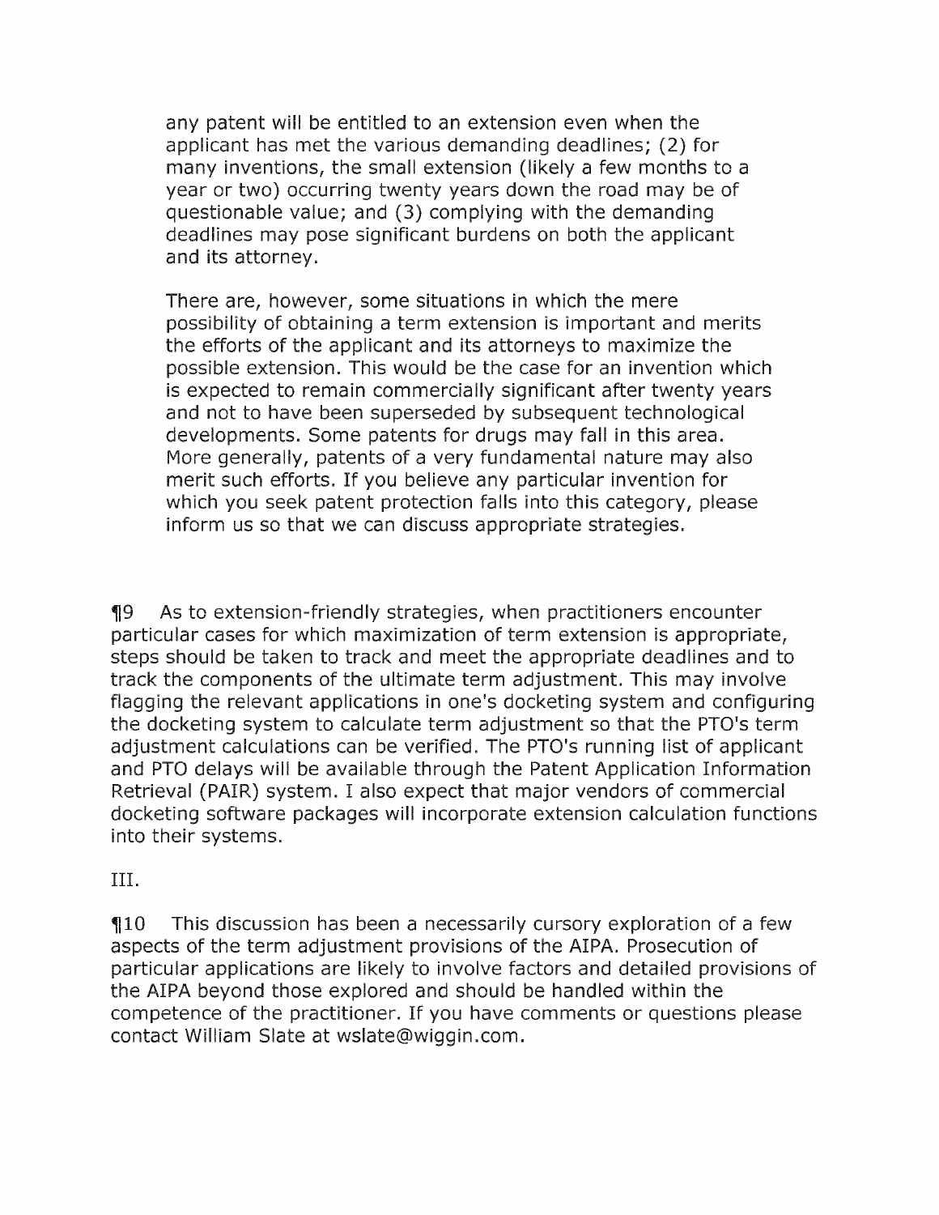any patent will be entitled to an extension even when the applicant has met the various demanding deadlines; (2) for many inventions, the small extension (likely a few months to a year or two) occurring twenty years down the road may be of questionable value; and (3) complying with the demanding deadlines may pose significant burdens on both the applicant and its attorney.

There are, however, some situations in which the mere possibility of obtaining a term extension is important and merits the efforts of the applicant and its attorneys to maximize the possible extension. This would be the case for an invention which is expected to remain commercially significant after twenty years and not to have been superseded by subsequent technological developments. Some patents for drugs may fall in this area. More generally, patents of a very fundamental nature may also merit such efforts. If you believe any particular invention for which you seek patent protection falls into this category, please inform us so that we can discuss appropriate strategies.

¶9 As to extension-friendly strategies, when practitioners encounter particular cases for which maximization of term extension is appropriate, steps should be taken to track and meet the appropriate deadlines and to track the components of the ultimate term adjustment. This may involve flagging the relevant applications in one's docketing system and configuring the docketing system to calculate term adjustment so that the PTO's term adjustment calculations can be verified. The PTO's running list of applicant and PTO delays will be available through the Patent Application Information Retrieval (PAIR) system. I also expect that major vendors of commercial docketing software packages will incorporate extension calculation functions into their systems.

III.

¶10 This discussion has been a necessarily cursory exploration of a few aspects of the term adjustment provisions of the AIPA. Prosecution of particular applications are likely to involve factors and detailed provisions of the AIPA beyond those explored and should be handled within the competence of the practitioner. If you have comments or questions please contact William Slate at wslate@wiggin.com.